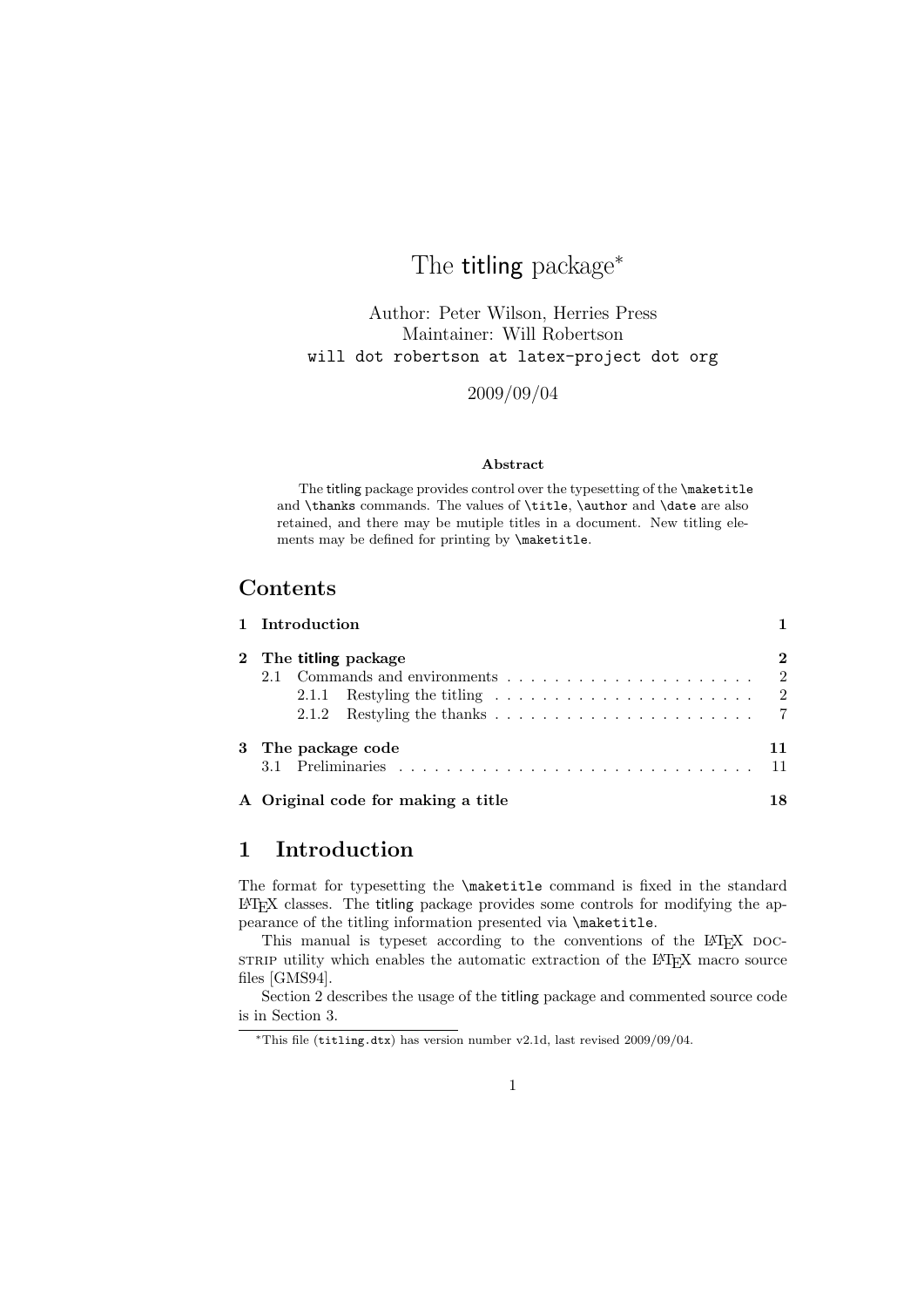# The titling package*

Author: Peter Wilson, Herries Press
Maintainer: Will Robertson
will dot robertson at latex-project dot org

2009/09/04

**Abstract**

The titling package provides control over the typesetting of the `\maketitle` and `\thanks` commands. The values of `\title`, `\author` and `\date` are also retained, and there may be mutiple titles in a document. New titling elements may be defined for printing by `\maketitle`.

## Contents

- 1 Introduction — 1
- 2 The titling package — 2
  - 2.1 Commands and environments — 2
    - 2.1.1 Restyling the titling — 2
    - 2.1.2 Restyling the thanks — 7
- 3 The package code — 11
  - 3.1 Preliminaries — 11
- A Original code for making a title — 18

## 1 Introduction

The format for typesetting the `\maketitle` command is fixed in the standard LaTeX classes. The titling package provides some controls for modifying the appearance of the titling information presented via `\maketitle`.

This manual is typeset according to the conventions of the LaTeX DOCSTRIP utility which enables the automatic extraction of the LaTeX macro source files [GMS94].

Section 2 describes the usage of the titling package and commented source code is in Section 3.

*This file (`titling.dtx`) has version number v2.1d, last revised 2009/09/04.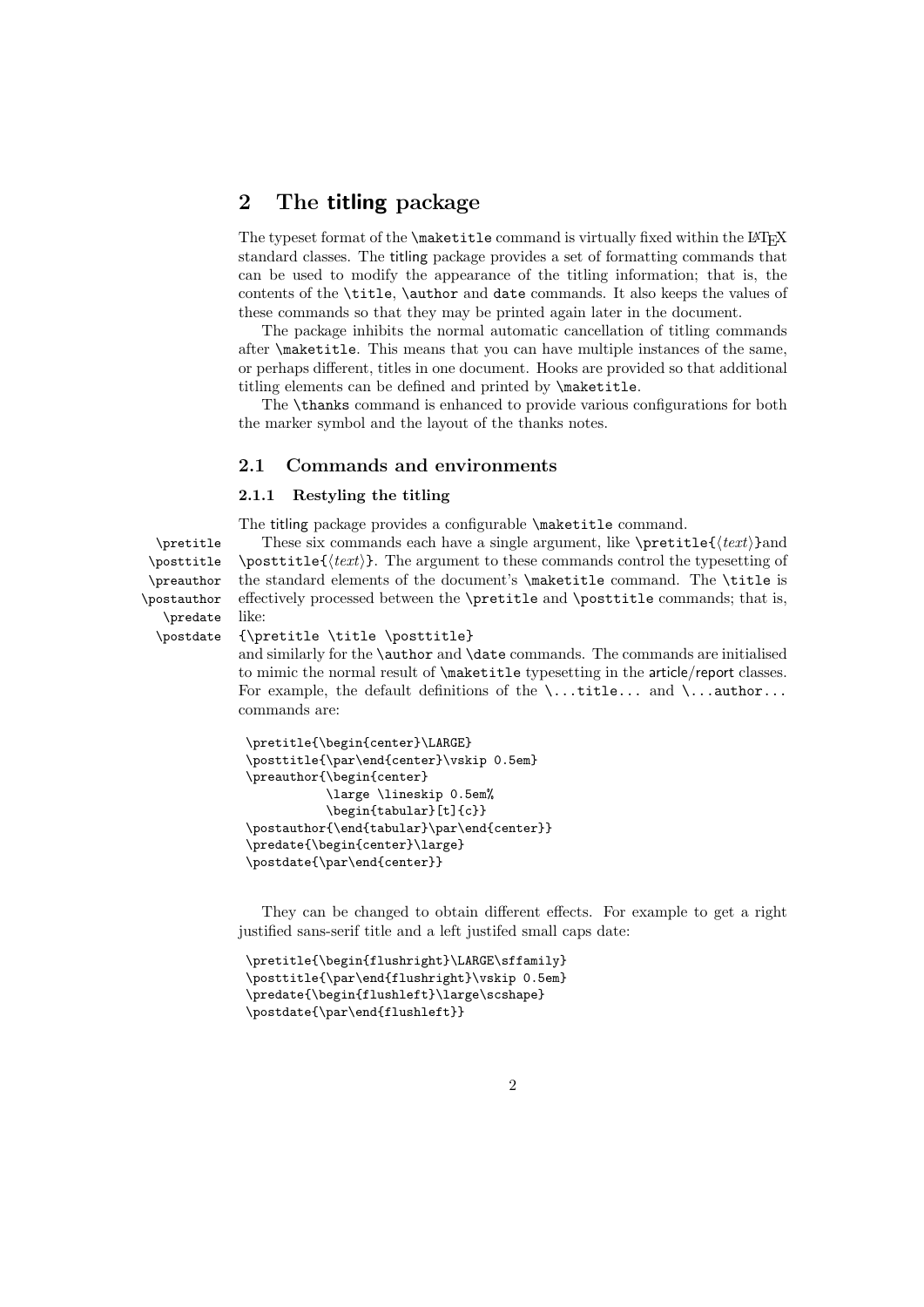## 2 The titling package

The typeset format of the `\maketitle` command is virtually fixed within the LaTeX standard classes. The titling package provides a set of formatting commands that can be used to modify the appearance of the titling information; that is, the contents of the `\title`, `\author` and `date` commands. It also keeps the values of these commands so that they may be printed again later in the document.

The package inhibits the normal automatic cancellation of titling commands after `\maketitle`. This means that you can have multiple instances of the same, or perhaps different, titles in one document. Hooks are provided so that additional titling elements can be defined and printed by `\maketitle`.

The `\thanks` command is enhanced to provide various configurations for both the marker symbol and the layout of the thanks notes.

### 2.1 Commands and environments

#### 2.1.1 Restyling the titling

The titling package provides a configurable `\maketitle` command.

`\pretitle` `\posttitle` `\preauthor` `\postauthor` `\predate` `\postdate`

These six commands each have a single argument, like `\pretitle{`⟨*text*⟩`}`and `\posttitle{`⟨*text*⟩`}`. The argument to these commands control the typesetting of the standard elements of the document's `\maketitle` command. The `\title` is effectively processed between the `\pretitle` and `\posttitle` commands; that is, like:

`{\pretitle \title \posttitle}`

and similarly for the `\author` and `\date` commands. The commands are initialised to mimic the normal result of `\maketitle` typesetting in the article/report classes. For example, the default definitions of the `\...title...` and `\...author...` commands are:

```
\pretitle{\begin{center}\LARGE}
\posttitle{\par\end{center}\vskip 0.5em}
\preauthor{\begin{center}
          \large \lineskip 0.5em%
          \begin{tabular}[t]{c}}
\postauthor{\end{tabular}\par\end{center}}
\predate{\begin{center}\large}
\postdate{\par\end{center}}
```

They can be changed to obtain different effects. For example to get a right justified sans-serif title and a left justifed small caps date:

```
\pretitle{\begin{flushright}\LARGE\sffamily}
\posttitle{\par\end{flushright}\vskip 0.5em}
\predate{\begin{flushleft}\large\scshape}
\postdate{\par\end{flushleft}}
```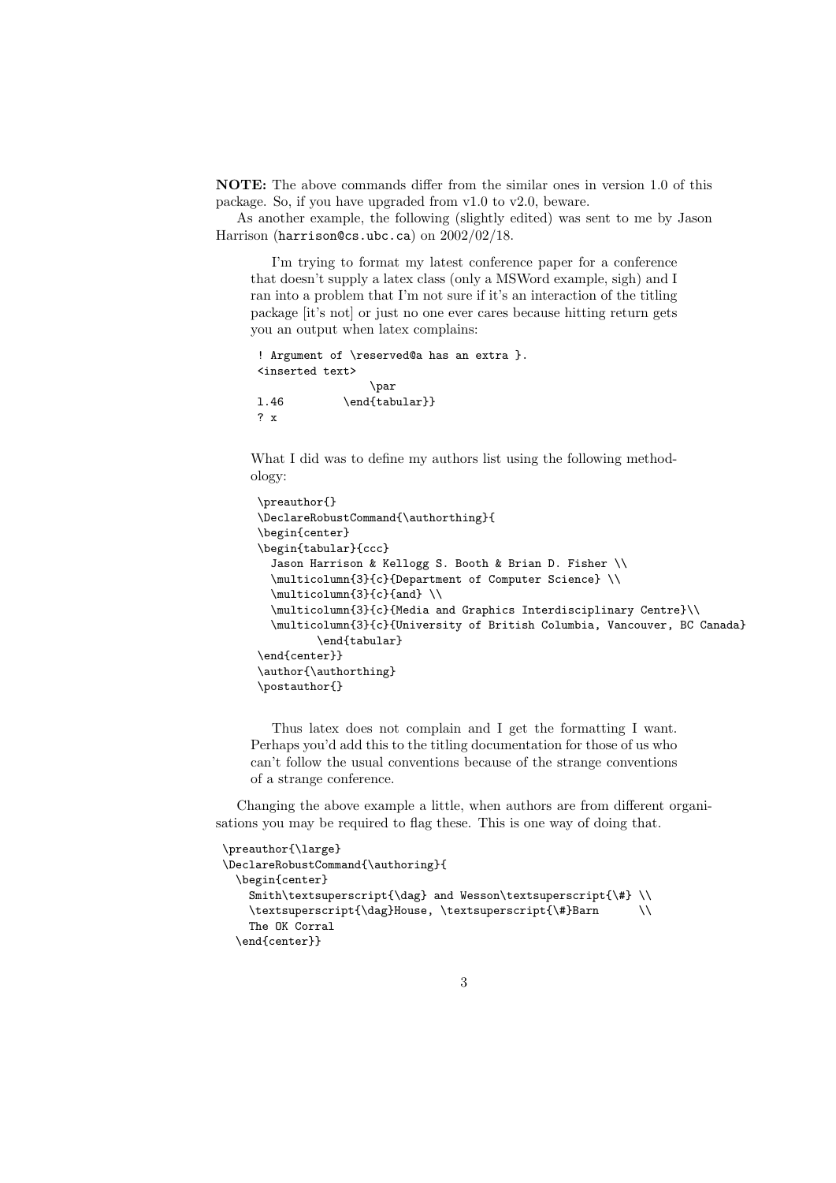**NOTE:** The above commands differ from the similar ones in version 1.0 of this package. So, if you have upgraded from v1.0 to v2.0, beware.

As another example, the following (slightly edited) was sent to me by Jason Harrison (`harrison@cs.ubc.ca`) on 2002/02/18.

> I'm trying to format my latest conference paper for a conference that doesn't supply a latex class (only a MSWord example, sigh) and I ran into a problem that I'm not sure if it's an interaction of the titling package [it's not] or just no one ever cares because hitting return gets you an output when latex complains:
>
> ```
> ! Argument of \reserved@a has an extra }.
> <inserted text>
>                 \par
> l.46          \end{tabular}}
> ? x
> ```
>
> What I did was to define my authors list using the following methodology:
>
> ```
> \preauthor{}
> \DeclareRobustCommand{\authorthing}{
> \begin{center}
> \begin{tabular}{ccc}
>   Jason Harrison & Kellogg S. Booth & Brian D. Fisher \\
>   \multicolumn{3}{c}{Department of Computer Science} \\
>   \multicolumn{3}{c}{and} \\
>   \multicolumn{3}{c}{Media and Graphics Interdisciplinary Centre}\\
>   \multicolumn{3}{c}{University of British Columbia, Vancouver, BC Canada}
>        \end{tabular}
> \end{center}}
> \author{\authorthing}
> \postauthor{}
> ```
>
> Thus latex does not complain and I get the formatting I want. Perhaps you'd add this to the titling documentation for those of us who can't follow the usual conventions because of the strange conventions of a strange conference.

Changing the above example a little, when authors are from different organisations you may be required to flag these. This is one way of doing that.

```
\preauthor{\large}
\DeclareRobustCommand{\authoring}{
  \begin{center}
    Smith\textsuperscript{\dag} and Wesson\textsuperscript{\#} \\
    \textsuperscript{\dag}House, \textsuperscript{\#}Barn      \\
    The OK Corral
  \end{center}}
```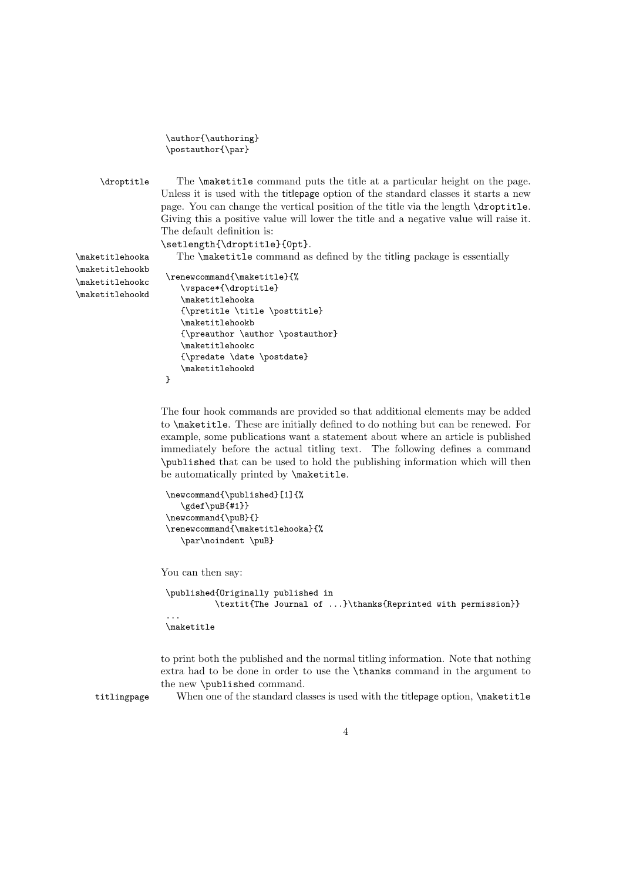```
\author{\authoring}
\postauthor{\par}
```

`\droptitle` The `\maketitle` command puts the title at a particular height on the page. Unless it is used with the titlepage option of the standard classes it starts a new page. You can change the vertical position of the title via the length `\droptitle`. Giving this a positive value will lower the title and a negative value will raise it. The default definition is:

`\setlength{\droptitle}{0pt}`.

`\maketitlehooka` `\maketitlehookb` `\maketitlehookc` `\maketitlehookd` The `\maketitle` command as defined by the titling package is essentially

```
\renewcommand{\maketitle}{%
   \vspace*{\droptitle}
   \maketitlehooka
   {\pretitle \title \posttitle}
   \maketitlehookb
   {\preauthor \author \postauthor}
   \maketitlehookc
   {\predate \date \postdate}
   \maketitlehookd
}
```

The four hook commands are provided so that additional elements may be added to `\maketitle`. These are initially defined to do nothing but can be renewed. For example, some publications want a statement about where an article is published immediately before the actual titling text. The following defines a command `\published` that can be used to hold the publishing information which will then be automatically printed by `\maketitle`.

```
\newcommand{\published}[1]{%
   \gdef\puB{#1}}
\newcommand{\puB}{}
\renewcommand{\maketitlehooka}{%
   \par\noindent \puB}
```

You can then say:

```
\published{Originally published in
          \textit{The Journal of ...}\thanks{Reprinted with permission}}
...
\maketitle
```

to print both the published and the normal titling information. Note that nothing extra had to be done in order to use the `\thanks` command in the argument to the new `\published` command.

titlingpage When one of the standard classes is used with the titlepage option, `\maketitle`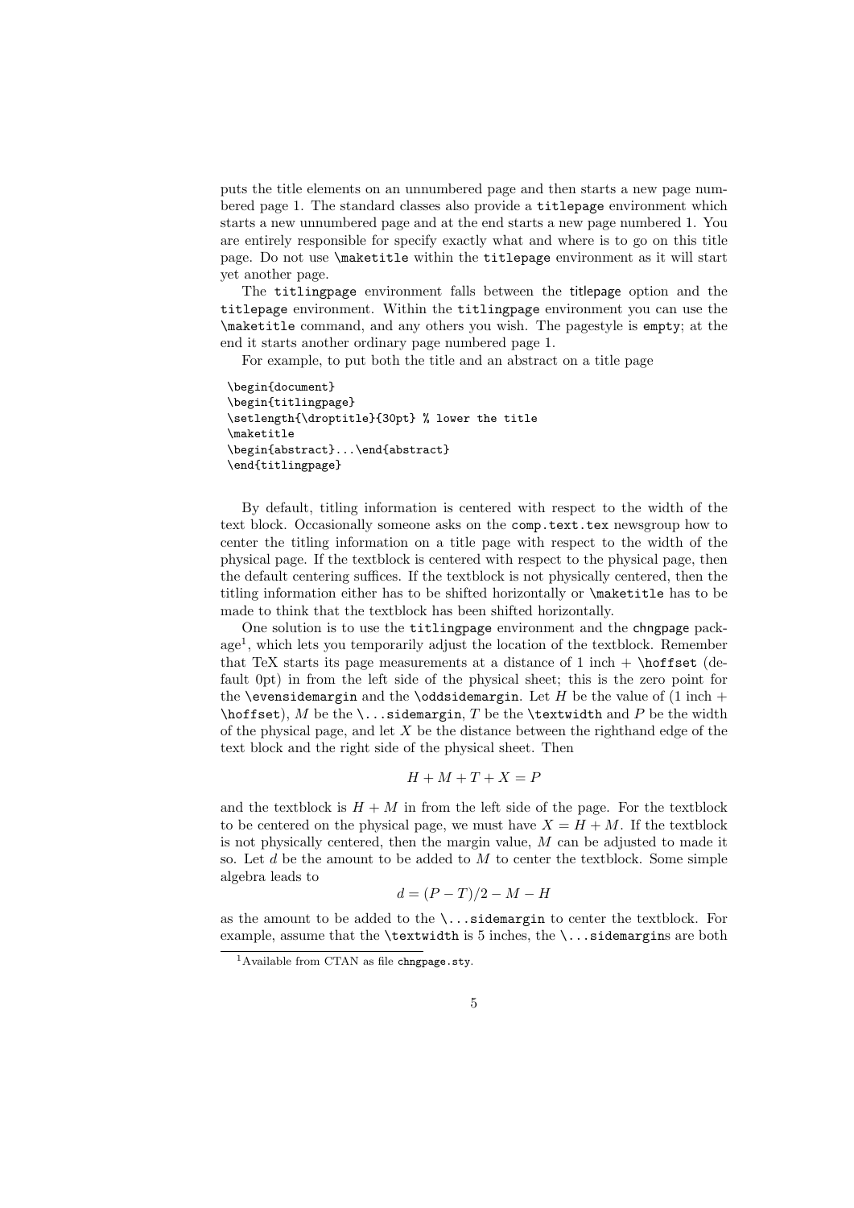puts the title elements on an unnumbered page and then starts a new page numbered page 1. The standard classes also provide a `titlepage` environment which starts a new unnumbered page and at the end starts a new page numbered 1. You are entirely responsible for specify exactly what and where is to go on this title page. Do not use `\maketitle` within the `titlepage` environment as it will start yet another page.

The `titlingpage` environment falls between the titlepage option and the `titlepage` environment. Within the `titlingpage` environment you can use the `\maketitle` command, and any others you wish. The pagestyle is `empty`; at the end it starts another ordinary page numbered page 1.

For example, to put both the title and an abstract on a title page

```
\begin{document}
\begin{titlingpage}
\setlength{\droptitle}{30pt} % lower the title
\maketitle
\begin{abstract}...\end{abstract}
\end{titlingpage}
```

By default, titling information is centered with respect to the width of the text block. Occasionally someone asks on the `comp.text.tex` newsgroup how to center the titling information on a title page with respect to the width of the physical page. If the textblock is centered with respect to the physical page, then the default centering suffices. If the textblock is not physically centered, then the titling information either has to be shifted horizontally or `\maketitle` has to be made to think that the textblock has been shifted horizontally.

One solution is to use the `titlingpage` environment and the chngpage package[1], which lets you temporarily adjust the location of the textblock. Remember that TeX starts its page measurements at a distance of 1 inch + `\hoffset` (default 0pt) in from the left side of the physical sheet; this is the zero point for the `\evensidemargin` and the `\oddsidemargin`. Let $H$ be the value of (1 inch + `\hoffset`), $M$ be the `\...sidemargin`, $T$ be the `\textwidth` and $P$ be the width of the physical page, and let $X$ be the distance between the righthand edge of the text block and the right side of the physical sheet. Then

$$H + M + T + X = P$$

and the textblock is $H + M$ in from the left side of the page. For the textblock to be centered on the physical page, we must have $X = H + M$. If the textblock is not physically centered, then the margin value, $M$ can be adjusted to made it so. Let $d$ be the amount to be added to $M$ to center the textblock. Some simple algebra leads to

$$d = (P - T)/2 - M - H$$

as the amount to be added to the `\...sidemargin` to center the textblock. For example, assume that the `\textwidth` is 5 inches, the `\...sidemargin`s are both

[1] Available from CTAN as file `chngpage.sty`.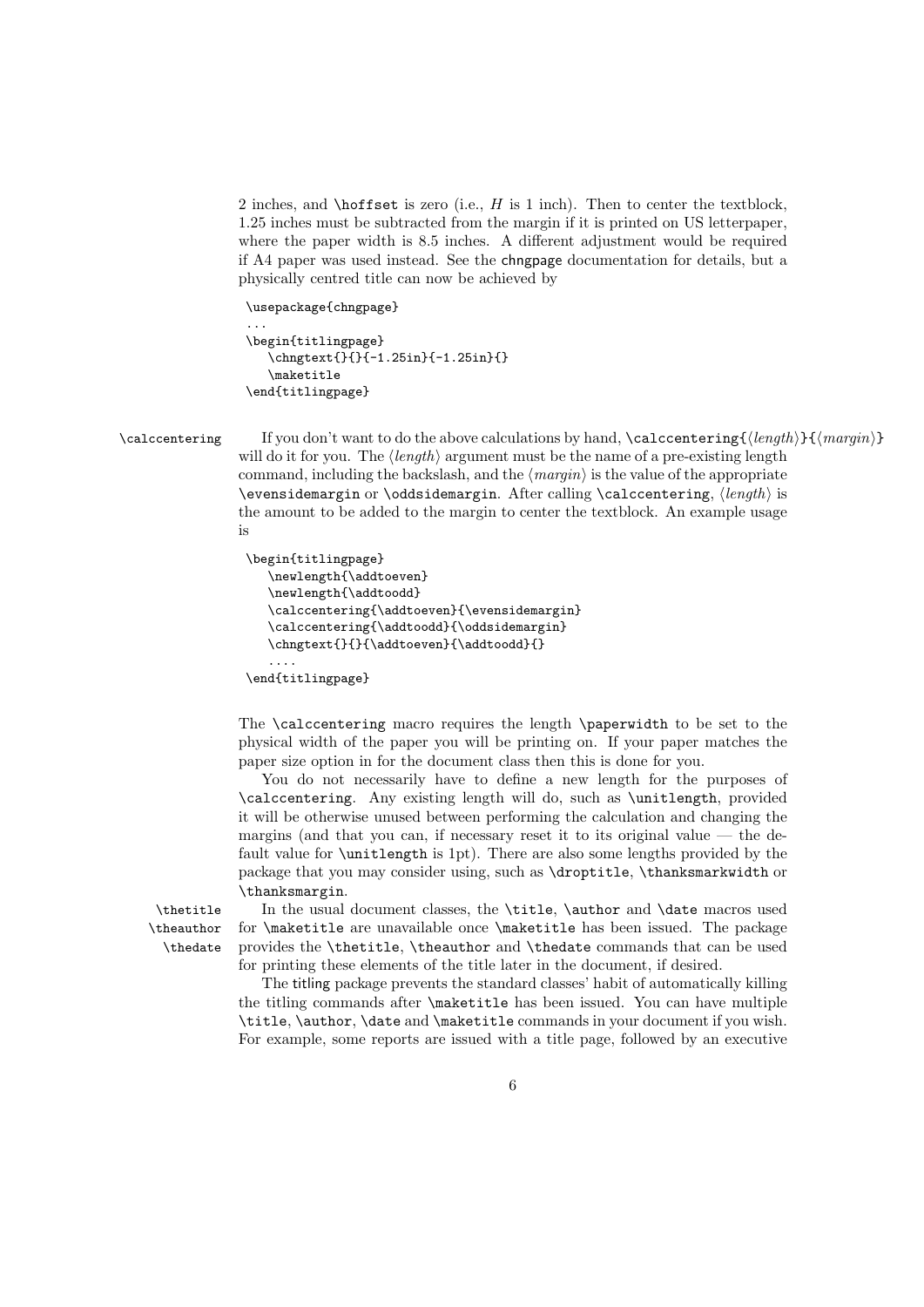2 inches, and `\hoffset` is zero (i.e., $H$ is 1 inch). Then to center the textblock, 1.25 inches must be subtracted from the margin if it is printed on US letterpaper, where the paper width is 8.5 inches. A different adjustment would be required if A4 paper was used instead. See the chngpage documentation for details, but a physically centred title can now be achieved by

```
\usepackage{chngpage}
...
\begin{titlingpage}
   \chngtext{}{}{-1.25in}{-1.25in}{}
   \maketitle
\end{titlingpage}
```

`\calccentering` If you don't want to do the above calculations by hand, `\calccentering{`⟨*length*⟩`}{`⟨*margin*⟩`}` will do it for you. The ⟨*length*⟩ argument must be the name of a pre-existing length command, including the backslash, and the ⟨*margin*⟩ is the value of the appropriate `\evensidemargin` or `\oddsidemargin`. After calling `\calccentering`, ⟨*length*⟩ is the amount to be added to the margin to center the textblock. An example usage is

```
\begin{titlingpage}
   \newlength{\addtoeven}
   \newlength{\addtoodd}
   \calccentering{\addtoeven}{\evensidemargin}
   \calccentering{\addtoodd}{\oddsidemargin}
   \chngtext{}{}{\addtoeven}{\addtoodd}{}
   ....
\end{titlingpage}
```

The `\calccentering` macro requires the length `\paperwidth` to be set to the physical width of the paper you will be printing on. If your paper matches the paper size option in for the document class then this is done for you.

You do not necessarily have to define a new length for the purposes of `\calccentering`. Any existing length will do, such as `\unitlength`, provided it will be otherwise unused between performing the calculation and changing the margins (and that you can, if necessary reset it to its original value — the default value for `\unitlength` is 1pt). There are also some lengths provided by the package that you may consider using, such as `\droptitle`, `\thanksmarkwidth` or `\thanksmargin`.

`\thetitle` `\theauthor` `\thedate` In the usual document classes, the `\title`, `\author` and `\date` macros used for `\maketitle` are unavailable once `\maketitle` has been issued. The package provides the `\thetitle`, `\theauthor` and `\thedate` commands that can be used for printing these elements of the title later in the document, if desired.

The titling package prevents the standard classes' habit of automatically killing the titling commands after `\maketitle` has been issued. You can have multiple `\title`, `\author`, `\date` and `\maketitle` commands in your document if you wish. For example, some reports are issued with a title page, followed by an executive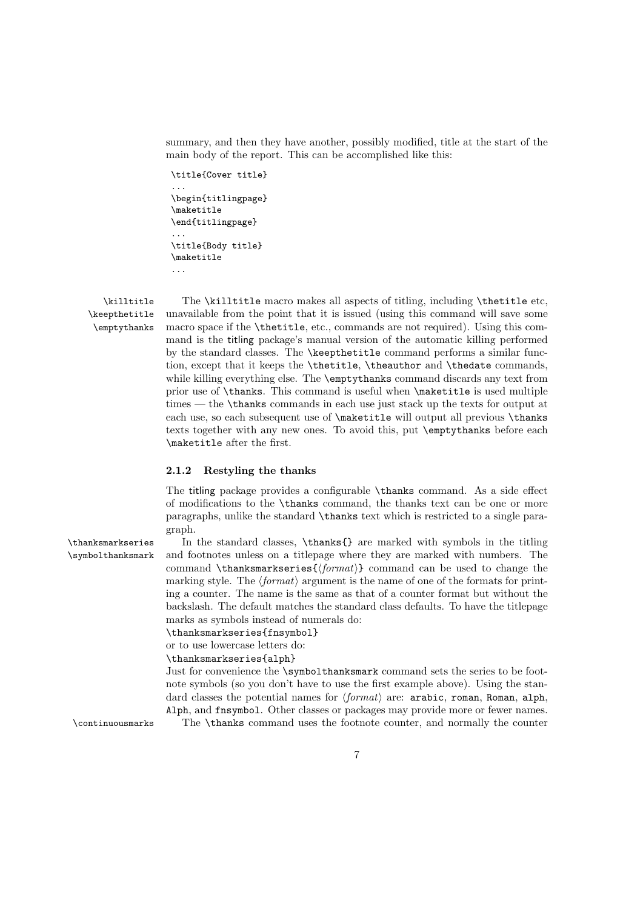summary, and then they have another, possibly modified, title at the start of the main body of the report. This can be accomplished like this:

```
\title{Cover title}
...
\begin{titlingpage}
\maketitle
\end{titlingpage}
...
\title{Body title}
\maketitle
...
```

\killtitle
\keepthetitle
\emptythanks

The \killtitle macro makes all aspects of titling, including \thetitle etc, unavailable from the point that it is issued (using this command will save some macro space if the \thetitle, etc., commands are not required). Using this command is the titling package's manual version of the automatic killing performed by the standard classes. The \keepthetitle command performs a similar function, except that it keeps the \thetitle, \theauthor and \thedate commands, while killing everything else. The \emptythanks command discards any text from prior use of \thanks. This command is useful when \maketitle is used multiple times — the \thanks commands in each use just stack up the texts for output at each use, so each subsequent use of \maketitle will output all previous \thanks texts together with any new ones. To avoid this, put \emptythanks before each \maketitle after the first.

### 2.1.2 Restyling the thanks

The titling package provides a configurable \thanks command. As a side effect of modifications to the \thanks command, the thanks text can be one or more paragraphs, unlike the standard \thanks text which is restricted to a single paragraph.

\thanksmarkseries
\symbolthanksmark

In the standard classes, \thanks{} are marked with symbols in the titling and footnotes unless on a titlepage where they are marked with numbers. The command \thanksmarkseries{⟨*format*⟩} command can be used to change the marking style. The ⟨*format*⟩ argument is the name of one of the formats for printing a counter. The name is the same as that of a counter format but without the backslash. The default matches the standard class defaults. To have the titlepage marks as symbols instead of numerals do:
\thanksmarkseries{fnsymbol}
or to use lowercase letters do:
\thanksmarkseries{alph}
Just for convenience the \symbolthanksmark command sets the series to be footnote symbols (so you don't have to use the first example above). Using the standard classes the potential names for ⟨*format*⟩ are: arabic, roman, Roman, alph, Alph, and fnsymbol. Other classes or packages may provide more or fewer names.

\continuousmarks

The \thanks command uses the footnote counter, and normally the counter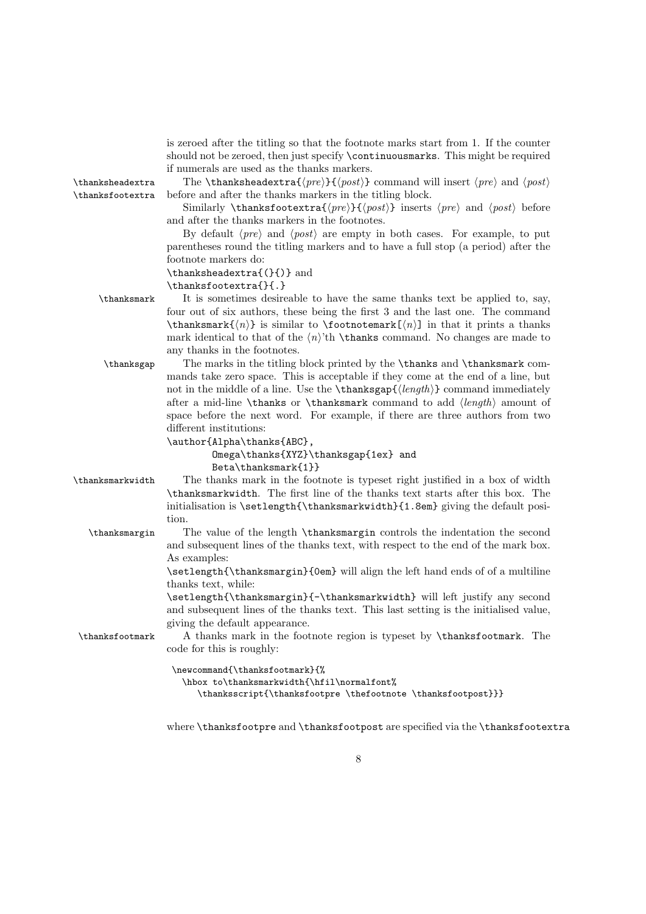is zeroed after the titling so that the footnote marks start from 1. If the counter should not be zeroed, then just specify `\continuousmarks`. This might be required if numerals are used as the thanks markers.

`\thanksheadextra` `\thanksfootextra`

The `\thanksheadextra{`⟨*pre*⟩`}{`⟨*post*⟩`}` command will insert ⟨*pre*⟩ and ⟨*post*⟩ before and after the thanks markers in the titling block.

Similarly `\thanksfootextra{`⟨*pre*⟩`}{`⟨*post*⟩`}` inserts ⟨*pre*⟩ and ⟨*post*⟩ before and after the thanks markers in the footnotes.

By default ⟨*pre*⟩ and ⟨*post*⟩ are empty in both cases. For example, to put parentheses round the titling markers and to have a full stop (a period) after the footnote markers do:

`\thanksheadextra{(}{)}` and
`\thanksfootextra{}{.}`

`\thanksmark`

It is sometimes desireable to have the same thanks text be applied to, say, four out of six authors, these being the first 3 and the last one. The command `\thanksmark{`⟨*n*⟩`}` is similar to `\footnotemark[`⟨*n*⟩`]` in that it prints a thanks mark identical to that of the ⟨*n*⟩'th `\thanks` command. No changes are made to any thanks in the footnotes.

`\thanksgap`

The marks in the titling block printed by the `\thanks` and `\thanksmark` commands take zero space. This is acceptable if they come at the end of a line, but not in the middle of a line. Use the `\thanksgap{`⟨*length*⟩`}` command immediately after a mid-line `\thanks` or `\thanksmark` command to add ⟨*length*⟩ amount of space before the next word. For example, if there are three authors from two different institutions:

```
\author{Alpha\thanks{ABC},
        Omega\thanks{XYZ}\thanksgap{1ex} and
        Beta\thanksmark{1}}
```

`\thanksmarkwidth`

The thanks mark in the footnote is typeset right justified in a box of width `\thanksmarkwidth`. The first line of the thanks text starts after this box. The initialisation is `\setlength{\thanksmarkwidth}{1.8em}` giving the default position.

`\thanksmargin`

The value of the length `\thanksmargin` controls the indentation the second and subsequent lines of the thanks text, with respect to the end of the mark box. As examples:

`\setlength{\thanksmargin}{0em}` will align the left hand ends of of a multiline thanks text, while:

`\setlength{\thanksmargin}{-\thanksmarkwidth}` will left justify any second and subsequent lines of the thanks text. This last setting is the initialised value, giving the default appearance.

`\thanksfootmark`

A thanks mark in the footnote region is typeset by `\thanksfootmark`. The code for this is roughly:

```
\newcommand{\thanksfootmark}{%
  \hbox to\thanksmarkwidth{\hfil\normalfont%
    \thanksscript{\thanksfootpre \thefootnote \thanksfootpost}}}
```

where `\thanksfootpre` and `\thanksfootpost` are specified via the `\thanksfootextra`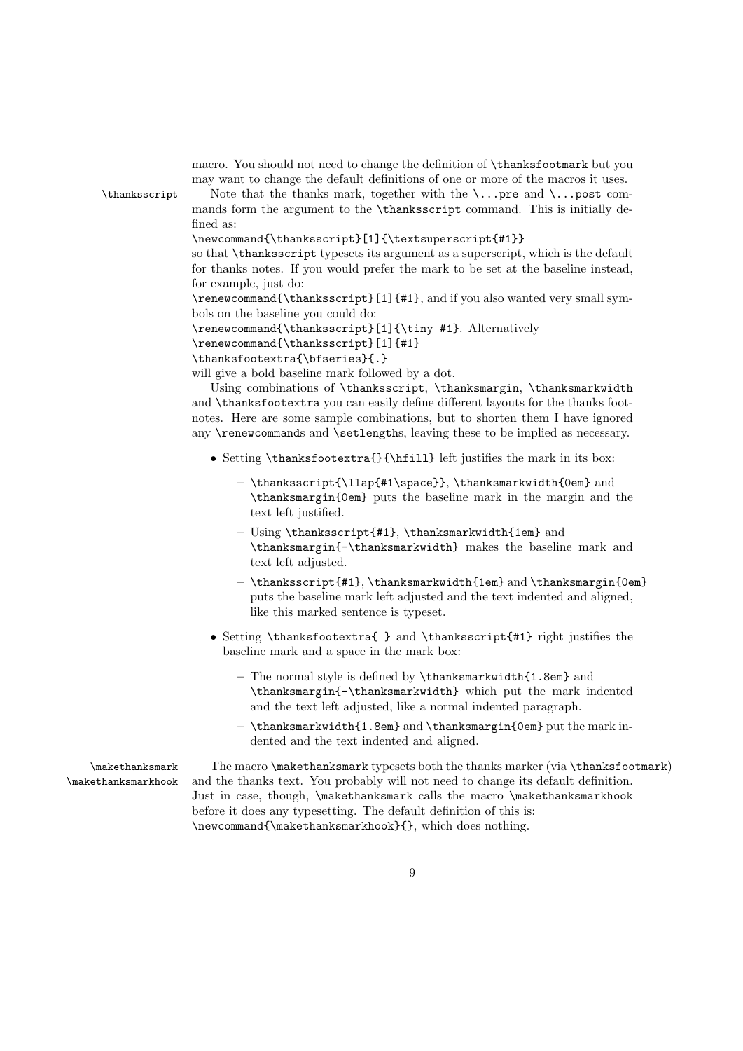macro. You should not need to change the definition of `\thanksfootmark` but you may want to change the default definitions of one or more of the macros it uses.

`\thanksscript` Note that the thanks mark, together with the `\...pre` and `\...post` commands form the argument to the `\thanksscript` command. This is initially defined as:

`\newcommand{\thanksscript}[1]{\textsuperscript{#1}}`

so that `\thanksscript` typesets its argument as a superscript, which is the default for thanks notes. If you would prefer the mark to be set at the baseline instead, for example, just do:

`\renewcommand{\thanksscript}[1]{#1}`, and if you also wanted very small symbols on the baseline you could do:

`\renewcommand{\thanksscript}[1]{\tiny #1}`. Alternatively

`\renewcommand{\thanksscript}[1]{#1}`
`\thanksfootextra{\bfseries}{.}`

will give a bold baseline mark followed by a dot.

Using combinations of `\thanksscript`, `\thanksmargin`, `\thanksmarkwidth` and `\thanksfootextra` you can easily define different layouts for the thanks footnotes. Here are some sample combinations, but to shorten them I have ignored any `\renewcommand`s and `\setlength`s, leaving these to be implied as necessary.

- Setting `\thanksfootextra{}{\hfill}` left justifies the mark in its box:
  - `\thanksscript{\llap{#1\space}}`, `\thanksmarkwidth{0em}` and `\thanksmargin{0em}` puts the baseline mark in the margin and the text left justified.
  - Using `\thanksscript{#1}`, `\thanksmarkwidth{1em}` and `\thanksmargin{-\thanksmarkwidth}` makes the baseline mark and text left adjusted.
  - `\thanksscript{#1}`, `\thanksmarkwidth{1em}` and `\thanksmargin{0em}` puts the baseline mark left adjusted and the text indented and aligned, like this marked sentence is typeset.
- Setting `\thanksfootextra{ }` and `\thanksscript{#1}` right justifies the baseline mark and a space in the mark box:
  - The normal style is defined by `\thanksmarkwidth{1.8em}` and `\thanksmargin{-\thanksmarkwidth}` which put the mark indented and the text left adjusted, like a normal indented paragraph.
  - `\thanksmarkwidth{1.8em}` and `\thanksmargin{0em}` put the mark indented and the text indented and aligned.

`\makethanksmark` `\makethanksmarkhook` The macro `\makethanksmark` typesets both the thanks marker (via `\thanksfootmark`) and the thanks text. You probably will not need to change its default definition. Just in case, though, `\makethanksmark` calls the macro `\makethanksmarkhook` before it does any typesetting. The default definition of this is:

`\newcommand{\makethanksmarkhook}{}`, which does nothing.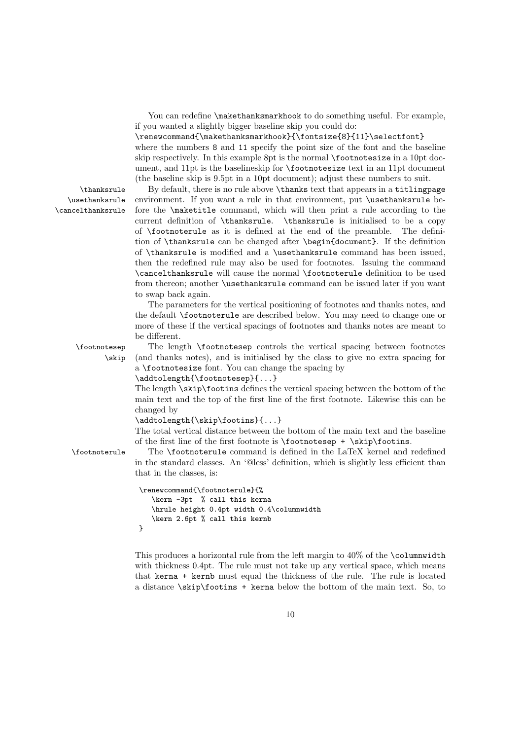You can redefine `\makethanksmarkhook` to do something useful. For example, if you wanted a slightly bigger baseline skip you could do:

`\renewcommand{\makethanksmarkhook}{\fontsize{8}{11}\selectfont}`

where the numbers `8` and `11` specify the point size of the font and the baseline skip respectively. In this example 8pt is the normal `\footnotesize` in a 10pt document, and 11pt is the baselineskip for `\footnotesize` text in an 11pt document (the baseline skip is 9.5pt in a 10pt document); adjust these numbers to suit.

`\thanksrule` `\usethanksrule` `\cancelthanksrule`

By default, there is no rule above `\thanks` text that appears in a `titlingpage` environment. If you want a rule in that environment, put `\usethanksrule` before the `\maketitle` command, which will then print a rule according to the current definition of `\thanksrule`. `\thanksrule` is initialised to be a copy of `\footnoterule` as it is defined at the end of the preamble. The definition of `\thanksrule` can be changed after `\begin{document}`. If the definition of `\thanksrule` is modified and a `\usethanksrule` command has been issued, then the redefined rule may also be used for footnotes. Issuing the command `\cancelthanksrule` will cause the normal `\footnoterule` definition to be used from thereon; another `\usethanksrule` command can be issued later if you want to swap back again.

The parameters for the vertical positioning of footnotes and thanks notes, and the default `\footnoterule` are described below. You may need to change one or more of these if the vertical spacings of footnotes and thanks notes are meant to be different.

`\footnotesep` `\skip`

The length `\footnotesep` controls the vertical spacing between footnotes (and thanks notes), and is initialised by the class to give no extra spacing for a `\footnotesize` font. You can change the spacing by

`\addtolength{\footnotesep}{...}`

The length `\skip\footins` defines the vertical spacing between the bottom of the main text and the top of the first line of the first footnote. Likewise this can be changed by

`\addtolength{\skip\footins}{...}`

The total vertical distance between the bottom of the main text and the baseline of the first line of the first footnote is `\footnotesep + \skip\footins`.

`\footnoterule`

The `\footnoterule` command is defined in the LaTeX kernel and redefined in the standard classes. An '@less' definition, which is slightly less efficient than that in the classes, is:

```
\renewcommand{\footnoterule}{%
   \kern -3pt  % call this kerna
   \hrule height 0.4pt width 0.4\columnwidth
   \kern 2.6pt % call this kernb
}
```

This produces a horizontal rule from the left margin to 40% of the `\columnwidth` with thickness 0.4pt. The rule must not take up any vertical space, which means that `kerna + kernb` must equal the thickness of the rule. The rule is located a distance `\skip\footins + kerna` below the bottom of the main text. So, to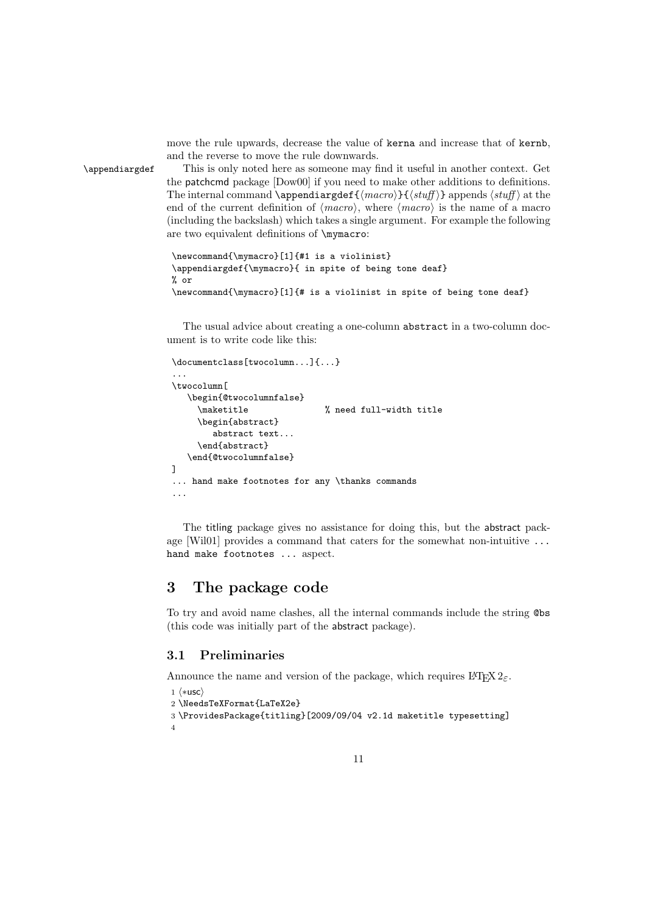move the rule upwards, decrease the value of kerna and increase that of kernb, and the reverse to move the rule downwards.

\appendiargdef

This is only noted here as someone may find it useful in another context. Get the patchcmd package [Dow00] if you need to make other additions to definitions. The internal command \appendiargdef{⟨*macro*⟩}{⟨*stuff*⟩} appends ⟨*stuff*⟩ at the end of the current definition of ⟨*macro*⟩, where ⟨*macro*⟩ is the name of a macro (including the backslash) which takes a single argument. For example the following are two equivalent definitions of \mymacro:

```
\newcommand{\mymacro}[1]{#1 is a violinist}
\appendiargdef{\mymacro}{ in spite of being tone deaf}
% or
\newcommand{\mymacro}[1]{# is a violinist in spite of being tone deaf}
```

The usual advice about creating a one-column abstract in a two-column document is to write code like this:

```
\documentclass[twocolumn...]{...}
...
\twocolumn[
   \begin{@twocolumnfalse}
     \maketitle              % need full-width title
     \begin{abstract}
        abstract text...
     \end{abstract}
   \end{@twocolumnfalse}
]
... hand make footnotes for any \thanks commands
...
```

The titling package gives no assistance for doing this, but the abstract package [Wil01] provides a command that caters for the somewhat non-intuitive `... hand make footnotes ...` aspect.

# 3 The package code

To try and avoid name clashes, all the internal commands include the string @bs (this code was initially part of the abstract package).

## 3.1 Preliminaries

Announce the name and version of the package, which requires LaTeX $2_\varepsilon$.

```
1 ⟨*usc⟩
2 \NeedsTeXFormat{LaTeX2e}
3 \ProvidesPackage{titling}[2009/09/04 v2.1d maketitle typesetting]
4
```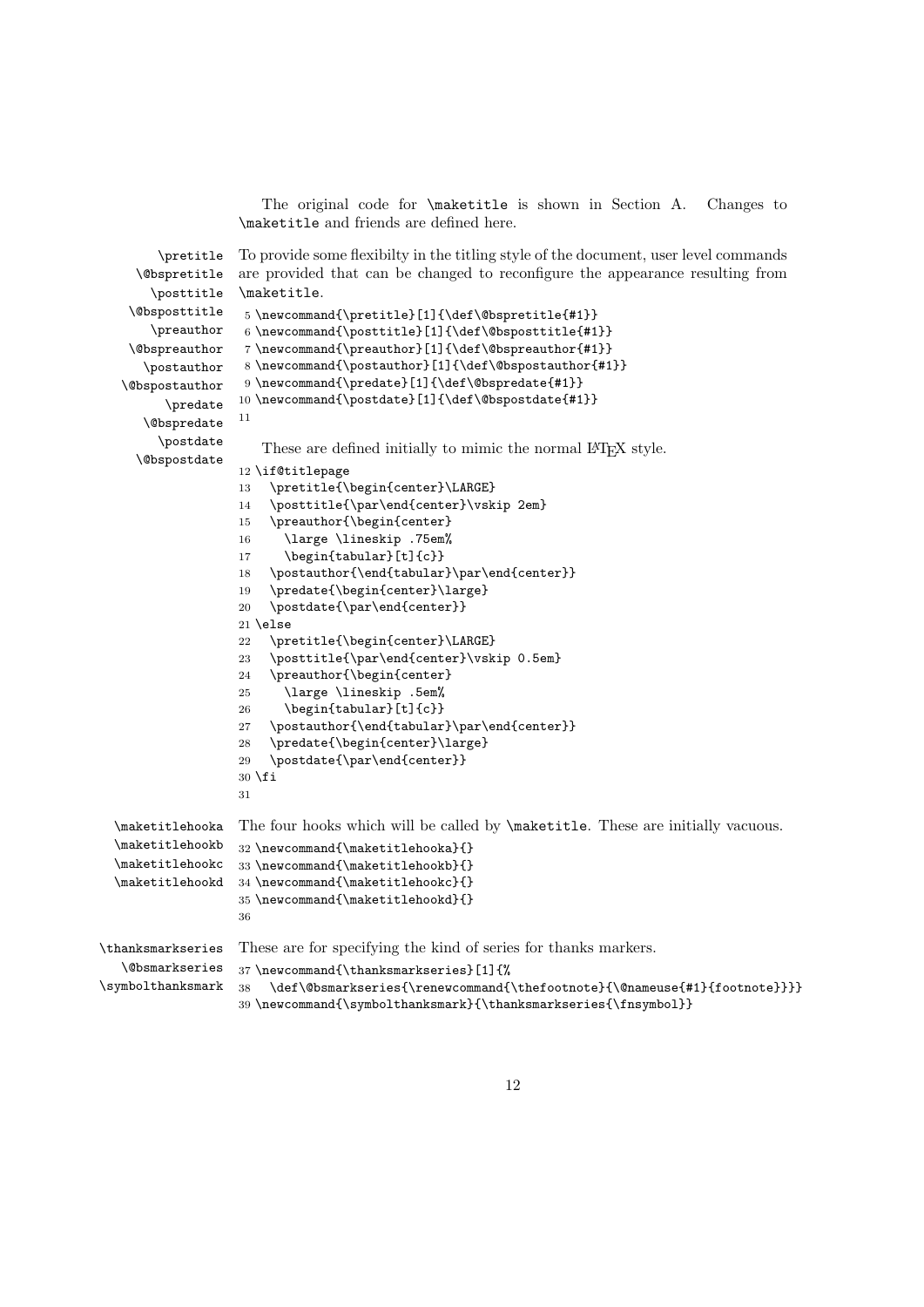The original code for `\maketitle` is shown in Section A. Changes to `\maketitle` and friends are defined here.

`\pretitle` `\@bspretitle` `\posttitle` `\@bsposttitle` `\preauthor` `\@bspreauthor` `\postauthor` `\@bspostauthor` `\predate` `\@bspredate` `\postdate` `\@bspostdate`

To provide some flexibilty in the titling style of the document, user level commands are provided that can be changed to reconfigure the appearance resulting from `\maketitle`.

```
5 \newcommand{\pretitle}[1]{\def\@bspretitle{#1}}
6 \newcommand{\posttitle}[1]{\def\@bsposttitle{#1}}
7 \newcommand{\preauthor}[1]{\def\@bspreauthor{#1}}
8 \newcommand{\postauthor}[1]{\def\@bspostauthor{#1}}
9 \newcommand{\predate}[1]{\def\@bspredate{#1}}
10 \newcommand{\postdate}[1]{\def\@bspostdate{#1}}
11
```

These are defined initially to mimic the normal LaTeX style.

```
12 \if@titlepage
13   \pretitle{\begin{center}\LARGE}
14   \posttitle{\par\end{center}\vskip 2em}
15   \preauthor{\begin{center}
16     \large \lineskip .75em%
17     \begin{tabular}[t]{c}}
18   \postauthor{\end{tabular}\par\end{center}}
19   \predate{\begin{center}\large}
20   \postdate{\par\end{center}}
21 \else
22   \pretitle{\begin{center}\LARGE}
23   \posttitle{\par\end{center}\vskip 0.5em}
24   \preauthor{\begin{center}
25     \large \lineskip .5em%
26     \begin{tabular}[t]{c}}
27   \postauthor{\end{tabular}\par\end{center}}
28   \predate{\begin{center}\large}
29   \postdate{\par\end{center}}
30 \fi
31
```

`\maketitlehooka` `\maketitlehookb` `\maketitlehookc` `\maketitlehookd`

The four hooks which will be called by `\maketitle`. These are initially vacuous.

```
32 \newcommand{\maketitlehooka}{}
33 \newcommand{\maketitlehookb}{}
34 \newcommand{\maketitlehookc}{}
35 \newcommand{\maketitlehookd}{}
36
```

`\thanksmarkseries` `\@bsmarkseries` `\symbolthanksmark`

These are for specifying the kind of series for thanks markers.

```
37 \newcommand{\thanksmarkseries}[1]{%
38   \def\@bsmarkseries{\renewcommand{\thefootnote}{\@nameuse{#1}{footnote}}}}
39 \newcommand{\symbolthanksmark}{\thanksmarkseries{\fnsymbol}}
```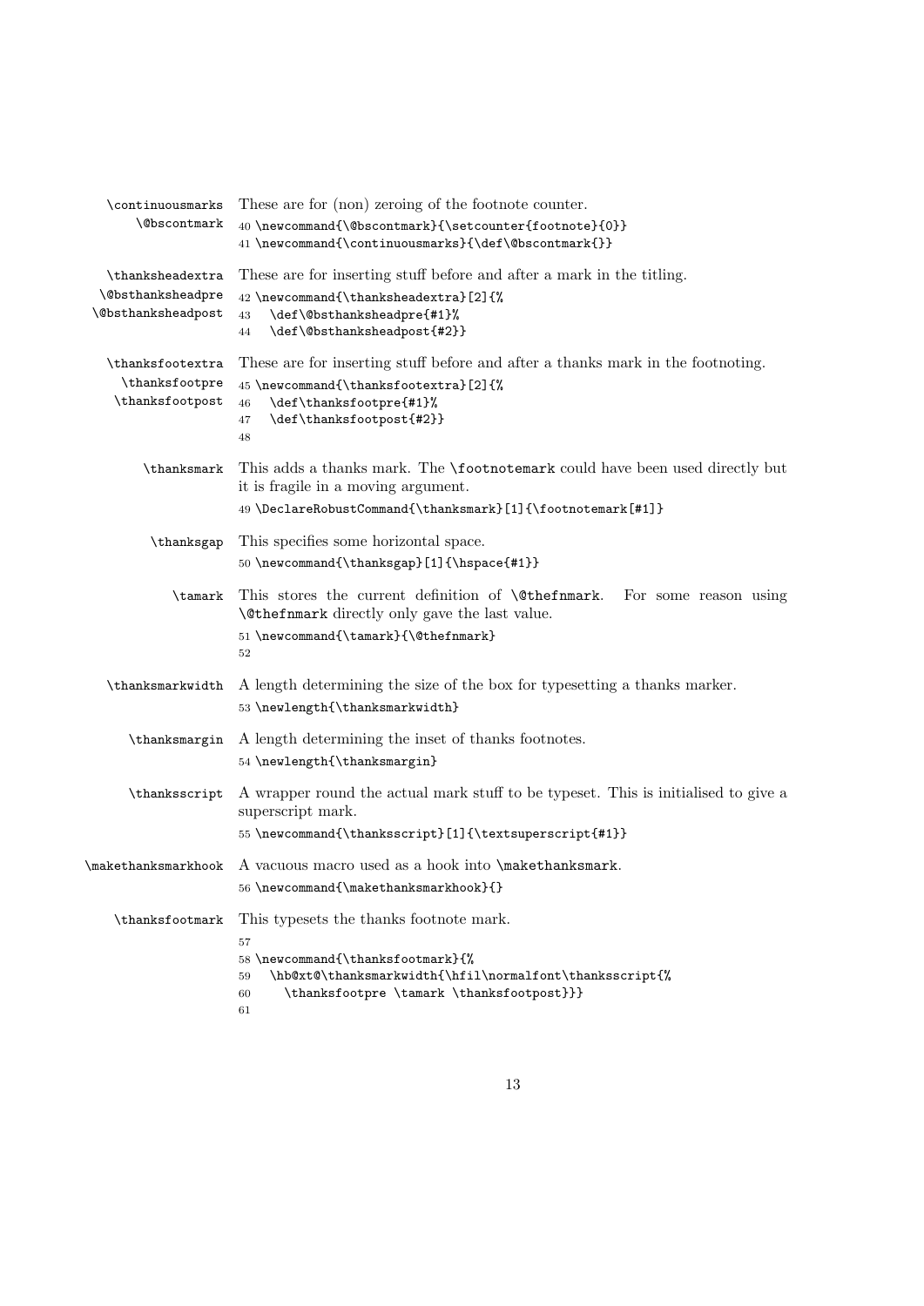`\continuousmarks` `\@bscontmark` These are for (non) zeroing of the footnote counter.

```
40 \newcommand{\@bscontmark}{\setcounter{footnote}{0}}
41 \newcommand{\continuousmarks}{\def\@bscontmark{}}
```

`\thanksheadextra` `\@bsthanksheadpre` `\@bsthanksheadpost` These are for inserting stuff before and after a mark in the titling.

```
42 \newcommand{\thanksheadextra}[2]{%
43   \def\@bsthanksheadpre{#1}%
44   \def\@bsthanksheadpost{#2}}
```

`\thanksfootextra` `\thanksfootpre` `\thanksfootpost` These are for inserting stuff before and after a thanks mark in the footnoting.

```
45 \newcommand{\thanksfootextra}[2]{%
46   \def\thanksfootpre{#1}%
47   \def\thanksfootpost{#2}}
48
```

`\thanksmark` This adds a thanks mark. The `\footnotemark` could have been used directly but it is fragile in a moving argument.

```
49 \DeclareRobustCommand{\thanksmark}[1]{\footnotemark[#1]}
```

`\thanksgap` This specifies some horizontal space.

```
50 \newcommand{\thanksgap}[1]{\hspace{#1}}
```

`\tamark` This stores the current definition of `\@thefnmark`. For some reason using `\@thefnmark` directly only gave the last value.

```
51 \newcommand{\tamark}{\@thefnmark}
52
```

`\thanksmarkwidth` A length determining the size of the box for typesetting a thanks marker.

```
53 \newlength{\thanksmarkwidth}
```

`\thanksmargin` A length determining the inset of thanks footnotes.

```
54 \newlength{\thanksmargin}
```

`\thanksscript` A wrapper round the actual mark stuff to be typeset. This is initialised to give a superscript mark.

```
55 \newcommand{\thanksscript}[1]{\textsuperscript{#1}}
```

`\makethanksmarkhook` A vacuous macro used as a hook into `\makethanksmark`.

```
56 \newcommand{\makethanksmarkhook}{}
```

`\thanksfootmark` This typesets the thanks footnote mark.

```
57
58 \newcommand{\thanksfootmark}{%
59   \hb@xt@\thanksmarkwidth{\hfil\normalfont\thanksscript{%
60     \thanksfootpre \tamark \thanksfootpost}}}
61
```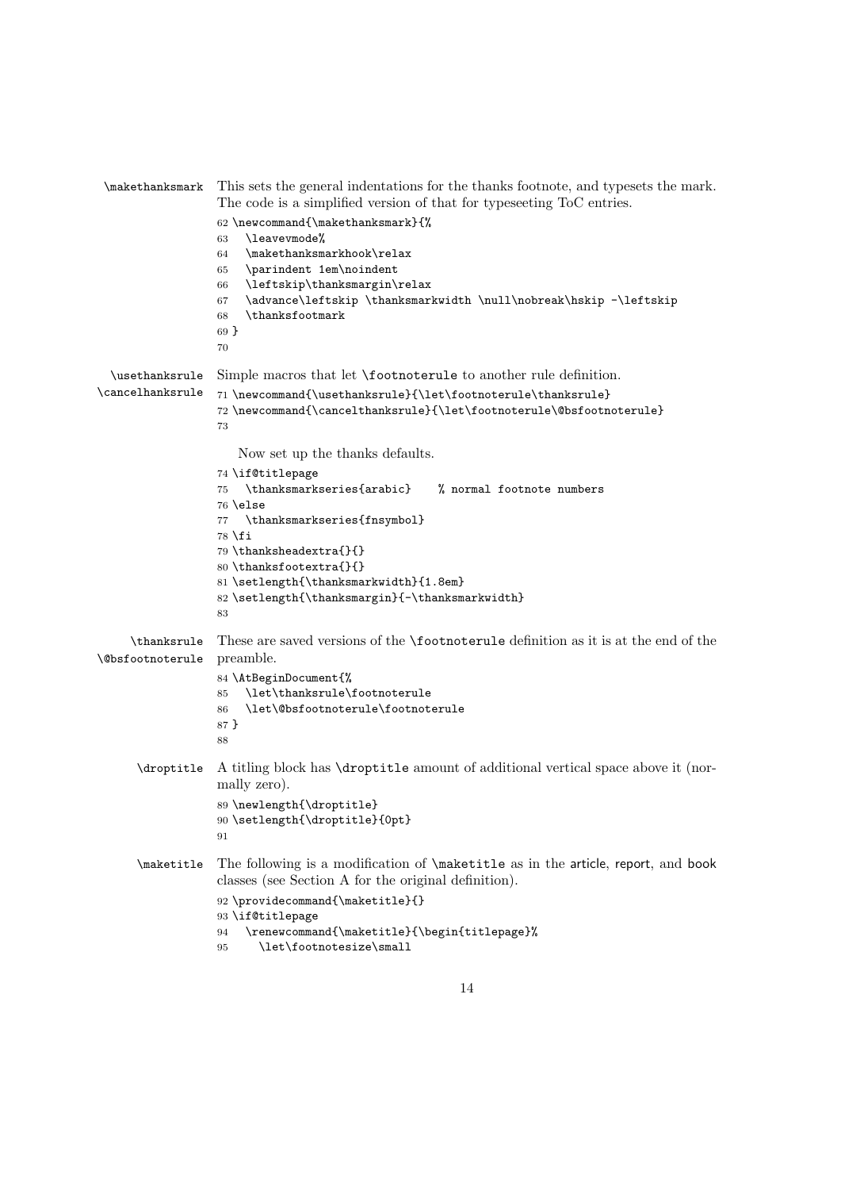`\makethanksmark` This sets the general indentations for the thanks footnote, and typesets the mark. The code is a simplified version of that for typeseeting ToC entries.

```
62 \newcommand{\makethanksmark}{%
63   \leavevmode%
64   \makethanksmarkhook\relax
65   \parindent 1em\noindent
66   \leftskip\thanksmargin\relax
67   \advance\leftskip \thanksmarkwidth \null\nobreak\hskip -\leftskip
68   \thanksfootmark
69 }
70
```

`\usethanksrule` `\cancelthanksrule` Simple macros that let `\footnoterule` to another rule definition.

```
71 \newcommand{\usethanksrule}{\let\footnoterule\thanksrule}
72 \newcommand{\cancelthanksrule}{\let\footnoterule\@bsfootnoterule}
73
```

Now set up the thanks defaults.

```
74 \if@titlepage
75   \thanksmarkseries{arabic}    % normal footnote numbers
76 \else
77   \thanksmarkseries{fnsymbol}
78 \fi
79 \thanksheadextra{}{}
80 \thanksfootextra{}{}
81 \setlength{\thanksmarkwidth}{1.8em}
82 \setlength{\thanksmargin}{-\thanksmarkwidth}
83
```

`\thanksrule` `\@bsfootnoterule` These are saved versions of the `\footnoterule` definition as it is at the end of the preamble.

```
84 \AtBeginDocument{%
85   \let\thanksrule\footnoterule
86   \let\@bsfootnoterule\footnoterule
87 }
88
```

`\droptitle` A titling block has `\droptitle` amount of additional vertical space above it (normally zero).

```
89 \newlength{\droptitle}
90 \setlength{\droptitle}{0pt}
91
```

`\maketitle` The following is a modification of `\maketitle` as in the article, report, and book classes (see Section A for the original definition).

```
92 \providecommand{\maketitle}{}
93 \if@titlepage
94   \renewcommand{\maketitle}{\begin{titlepage}%
95     \let\footnotesize\small
```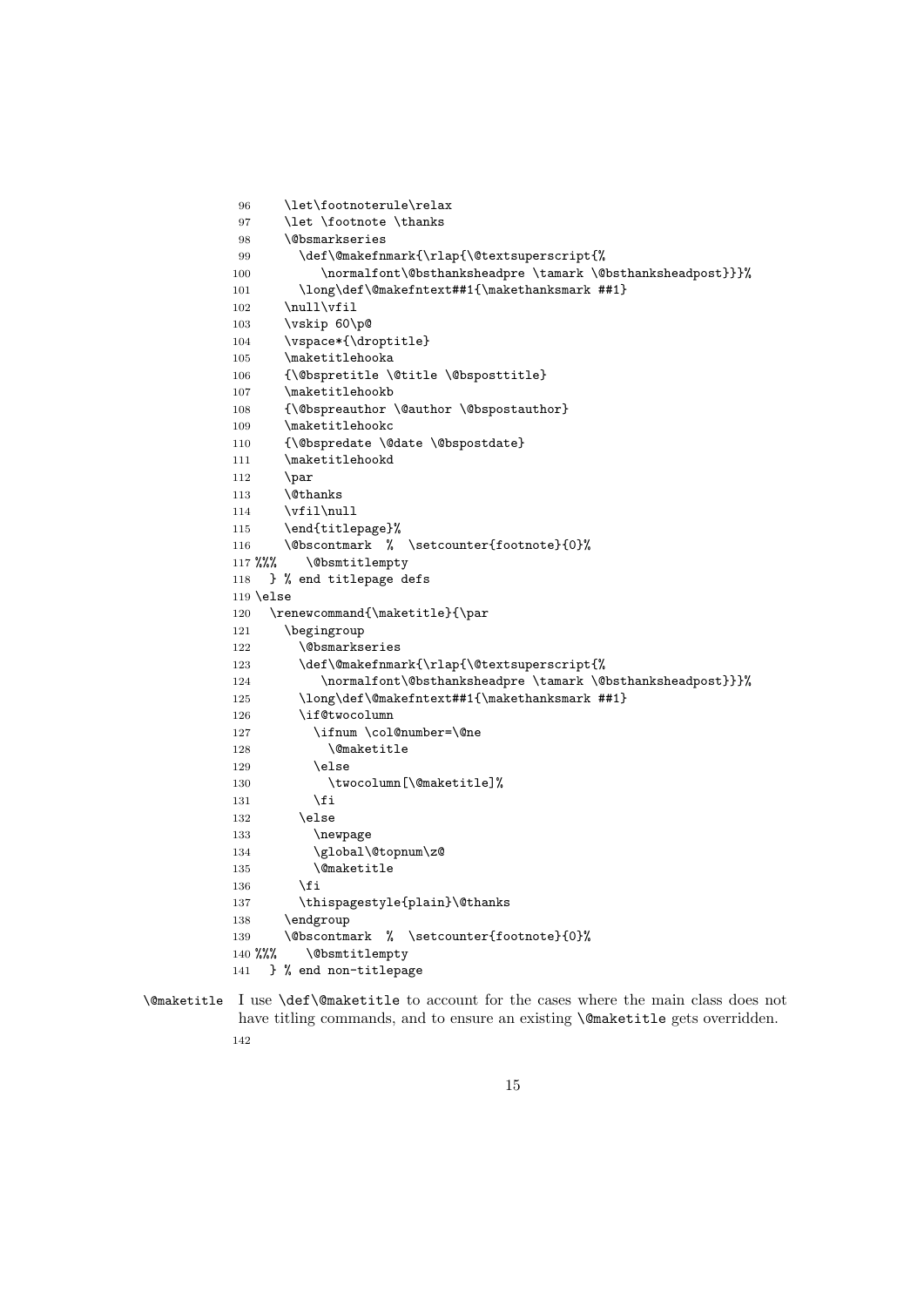```
96      \let\footnoterule\relax
97      \let \footnote \thanks
98      \@bsmarkseries
99        \def\@makefnmark{\rlap{\@textsuperscript{%
100           \normalfont\@bsthanksheadpre \tamark \@bsthanksheadpost}}}%
101       \long\def\@makefntext##1{\makethanksmark ##1}
102     \null\vfil
103     \vskip 60\p@
104     \vspace*{\droptitle}
105     \maketitlehooka
106     {\@bspretitle \@title \@bsposttitle}
107     \maketitlehookb
108     {\@bspreauthor \@author \@bspostauthor}
109     \maketitlehookc
110     {\@bspredate \@date \@bspostdate}
111     \maketitlehookd
112     \par
113     \@thanks
114     \vfil\null
115     \end{titlepage}%
116     \@bscontmark  %  \setcounter{footnote}{0}%
117 %%%    \@bsmtitlempty
118   } % end titlepage defs
119 \else
120   \renewcommand{\maketitle}{\par
121     \begingroup
122       \@bsmarkseries
123       \def\@makefnmark{\rlap{\@textsuperscript{%
124          \normalfont\@bsthanksheadpre \tamark \@bsthanksheadpost}}}%
125       \long\def\@makefntext##1{\makethanksmark ##1}
126       \if@twocolumn
127         \ifnum \col@number=\@ne
128           \@maketitle
129         \else
130           \twocolumn[\@maketitle]%
131         \fi
132       \else
133         \newpage
134         \global\@topnum\z@
135         \@maketitle
136       \fi
137       \thispagestyle{plain}\@thanks
138     \endgroup
139     \@bscontmark  %  \setcounter{footnote}{0}%
140 %%%    \@bsmtitlempty
141   } % end non-titlepage
```

`\@maketitle` I use `\def\@maketitle` to account for the cases where the main class does not have titling commands, and to ensure an existing `\@maketitle` gets overridden.

```
142
```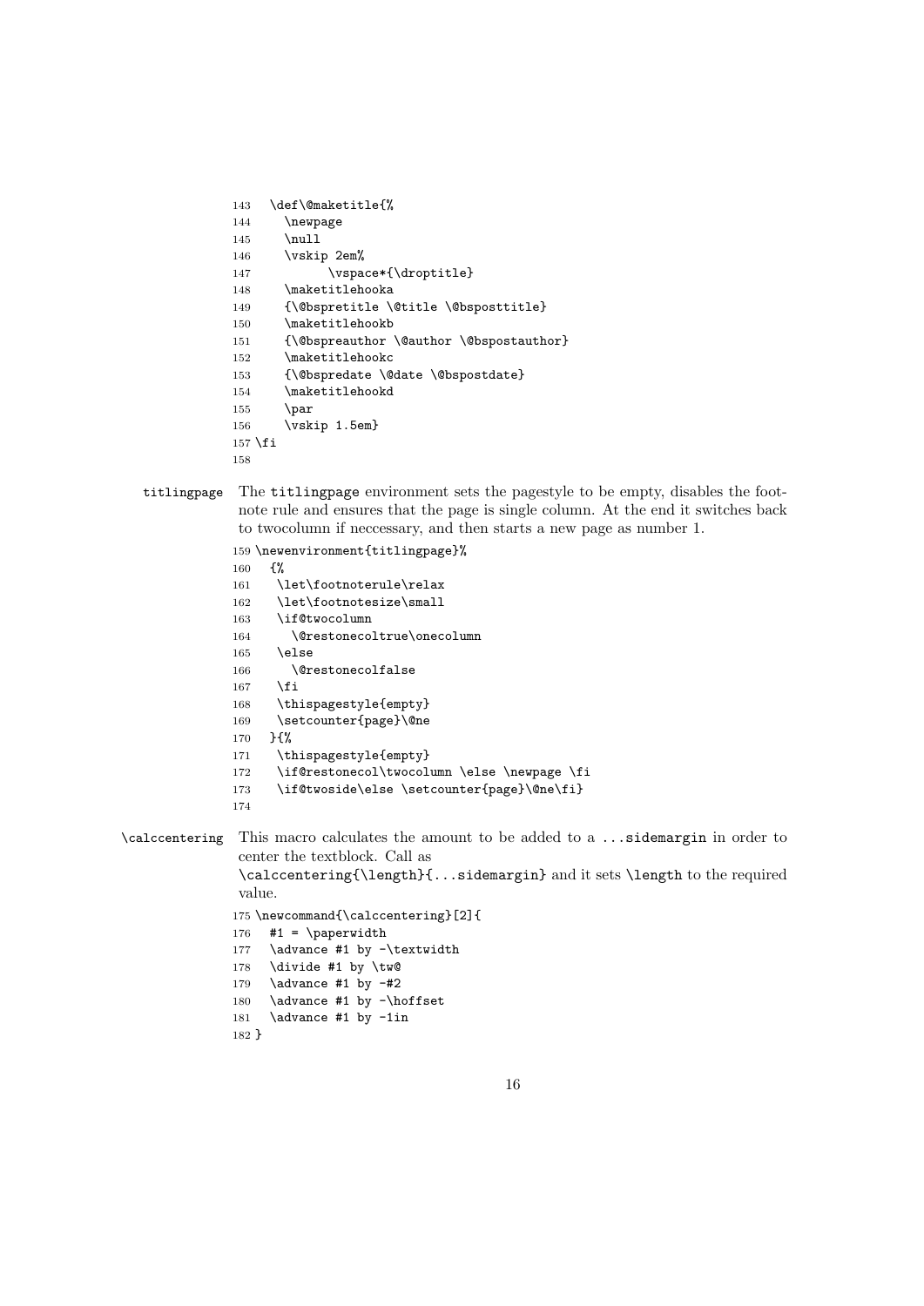```
143   \def\@maketitle{%
144     \newpage
145     \null
146     \vskip 2em%
147           \vspace*{\droptitle}
148     \maketitlehooka
149     {\@bspretitle \@title \@bsposttitle}
150     \maketitlehookb
151     {\@bspreauthor \@author \@bspostauthor}
152     \maketitlehookc
153     {\@bspredate \@date \@bspostdate}
154     \maketitlehookd
155     \par
156     \vskip 1.5em}
157 \fi
158
```

**titlingpage** The `titlingpage` environment sets the pagestyle to be empty, disables the footnote rule and ensures that the page is single column. At the end it switches back to twocolumn if neccessary, and then starts a new page as number 1.

```
159 \newenvironment{titlingpage}%
160   {%
161    \let\footnoterule\relax
162    \let\footnotesize\small
163    \if@twocolumn
164      \@restonecoltrue\onecolumn
165    \else
166      \@restonecolfalse
167    \fi
168    \thispagestyle{empty}
169    \setcounter{page}\@ne
170   }{%
171    \thispagestyle{empty}
172    \if@restonecol\twocolumn \else \newpage \fi
173    \if@twoside\else \setcounter{page}\@ne\fi}
174
```

**\calccentering** This macro calculates the amount to be added to a `...sidemargin` in order to center the textblock. Call as
`\calccentering{\length}{...sidemargin}` and it sets `\length` to the required value.

```
175 \newcommand{\calccentering}[2]{
176   #1 = \paperwidth
177   \advance #1 by -\textwidth
178   \divide #1 by \tw@
179   \advance #1 by -#2
180   \advance #1 by -\hoffset
181   \advance #1 by -1in
182 }
```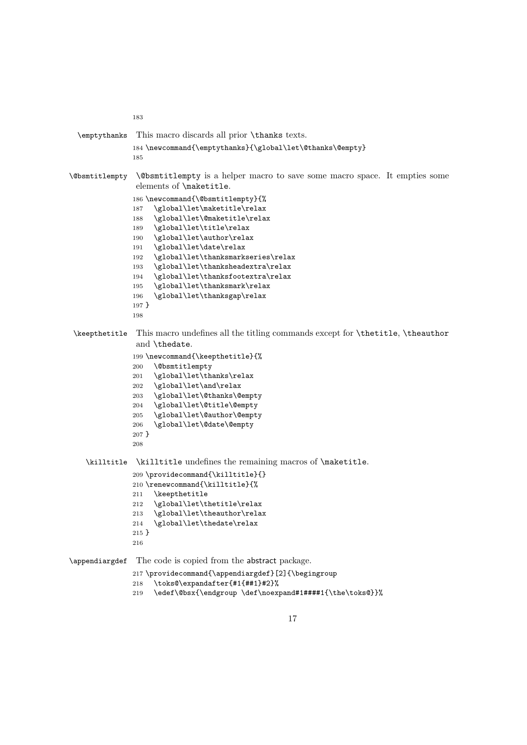```
183
```

**\emptythanks** This macro discards all prior `\thanks` texts.

```
184 \newcommand{\emptythanks}{\global\let\@thanks\@empty}
185
```

**\@bsmtitlempty** `\@bsmtitlempty` is a helper macro to save some macro space. It empties some elements of `\maketitle`.

```
186 \newcommand{\@bsmtitlempty}{%
187   \global\let\maketitle\relax
188   \global\let\@maketitle\relax
189   \global\let\title\relax
190   \global\let\author\relax
191   \global\let\date\relax
192   \global\let\thanksmarkseries\relax
193   \global\let\thanksheadextra\relax
194   \global\let\thanksfootextra\relax
195   \global\let\thanksmark\relax
196   \global\let\thanksgap\relax
197 }
198
```

**\keepthetitle** This macro undefines all the titling commands except for `\thetitle`, `\theauthor` and `\thedate`.

```
199 \newcommand{\keepthetitle}{%
200   \@bsmtitlempty
201   \global\let\thanks\relax
202   \global\let\and\relax
203   \global\let\@thanks\@empty
204   \global\let\@title\@empty
205   \global\let\@author\@empty
206   \global\let\@date\@empty
207 }
208
```

**\killtitle** `\killtitle` undefines the remaining macros of `\maketitle`.

```
209 \providecommand{\killtitle}{}
210 \renewcommand{\killtitle}{%
211   \keepthetitle
212   \global\let\thetitle\relax
213   \global\let\theauthor\relax
214   \global\let\thedate\relax
215 }
216
```

**\appendiargdef** The code is copied from the abstract package.

```
217 \providecommand{\appendiargdef}[2]{\begingroup
218   \toks@\expandafter{#1{##1}#2}%
219   \edef\@bsx{\endgroup \def\noexpand#1####1{\the\toks@}}%
```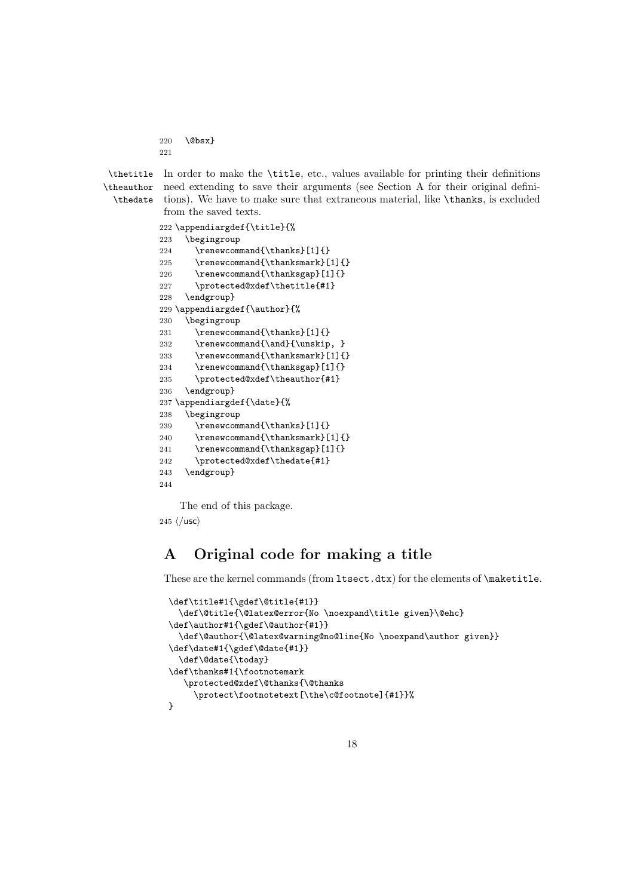```
220   \@bsx}
221
```

\thetitle \theauthor \thedate In order to make the \title, etc., values available for printing their definitions need extending to save their arguments (see Section A for their original definitions). We have to make sure that extraneous material, like \thanks, is excluded from the saved texts.

```
222 \appendiargdef{\title}{%
223   \begingroup
224     \renewcommand{\thanks}[1]{}
225     \renewcommand{\thanksmark}[1]{}
226     \renewcommand{\thanksgap}[1]{}
227     \protected@xdef\thetitle{#1}
228   \endgroup}
229 \appendiargdef{\author}{%
230   \begingroup
231     \renewcommand{\thanks}[1]{}
232     \renewcommand{\and}{\unskip, }
233     \renewcommand{\thanksmark}[1]{}
234     \renewcommand{\thanksgap}[1]{}
235     \protected@xdef\theauthor{#1}
236   \endgroup}
237 \appendiargdef{\date}{%
238   \begingroup
239     \renewcommand{\thanks}[1]{}
240     \renewcommand{\thanksmark}[1]{}
241     \renewcommand{\thanksgap}[1]{}
242     \protected@xdef\thedate{#1}
243   \endgroup}
244
```

The end of this package.

```
245 </usc>
```

# A Original code for making a title

These are the kernel commands (from ltsect.dtx) for the elements of \maketitle.

```
\def\title#1{\gdef\@title{#1}}
  \def\@title{\@latex@error{No \noexpand\title given}\@ehc}
\def\author#1{\gdef\@author{#1}}
  \def\@author{\@latex@warning@no@line{No \noexpand\author given}}
\def\date#1{\gdef\@date{#1}}
  \def\@date{\today}
\def\thanks#1{\footnotemark
   \protected@xdef\@thanks{\@thanks
     \protect\footnotetext[\the\c@footnote]{#1}}%
}
```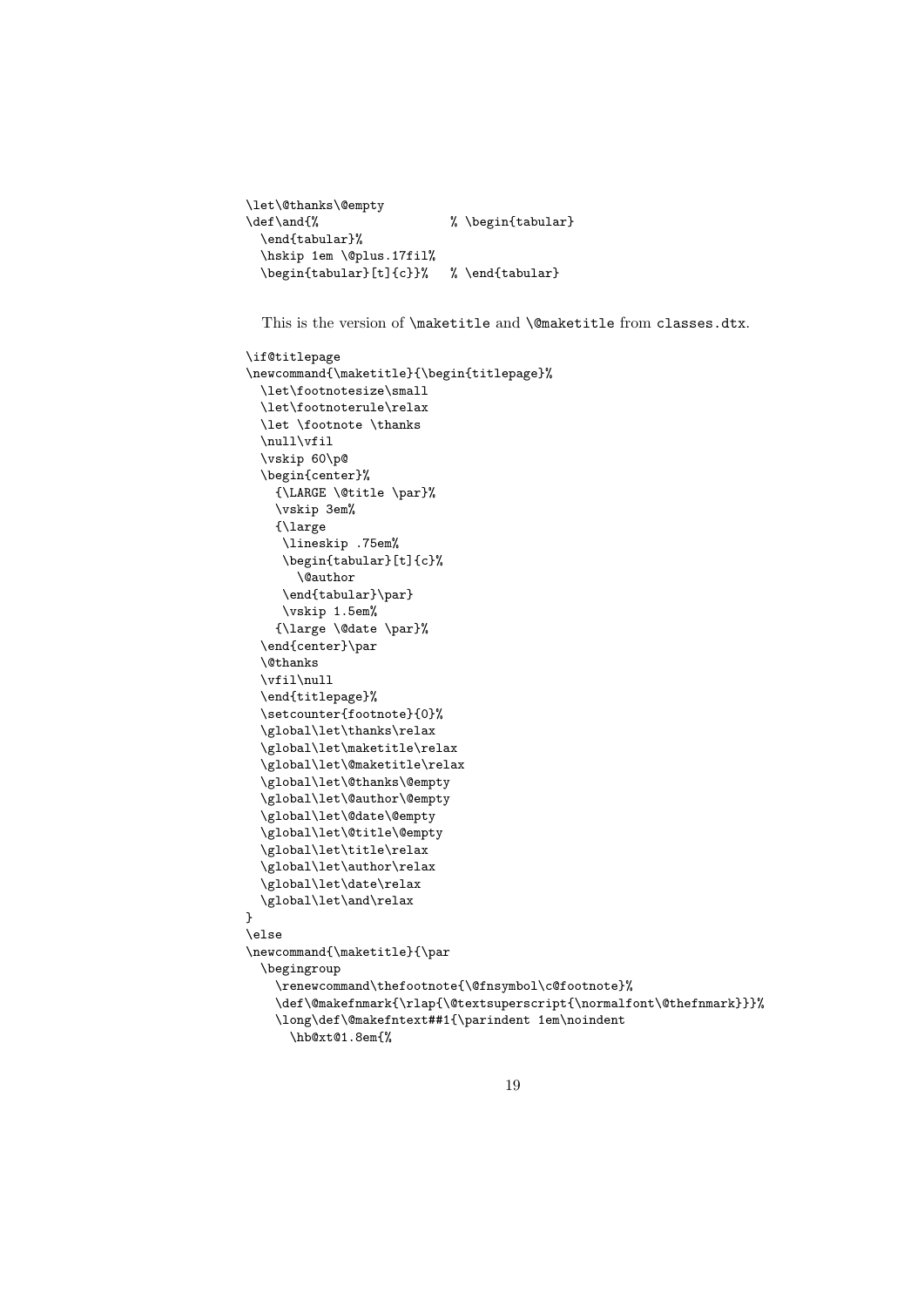```
\let\@thanks\@empty
\def\and{%                  % \begin{tabular}
  \end{tabular}%
  \hskip 1em \@plus.17fil%
  \begin{tabular}[t]{c}}%   % \end{tabular}
```

This is the version of `\maketitle` and `\@maketitle` from `classes.dtx`.

```
\if@titlepage
\newcommand{\maketitle}{\begin{titlepage}%
  \let\footnotesize\small
  \let\footnoterule\relax
  \let \footnote \thanks
  \null\vfil
  \vskip 60\p@
  \begin{center}%
    {\LARGE \@title \par}%
    \vskip 3em%
    {\large
     \lineskip .75em%
     \begin{tabular}[t]{c}%
       \@author
     \end{tabular}\par}
     \vskip 1.5em%
    {\large \@date \par}%
  \end{center}\par
  \@thanks
  \vfil\null
  \end{titlepage}%
  \setcounter{footnote}{0}%
  \global\let\thanks\relax
  \global\let\maketitle\relax
  \global\let\@maketitle\relax
  \global\let\@thanks\@empty
  \global\let\@author\@empty
  \global\let\@date\@empty
  \global\let\@title\@empty
  \global\let\title\relax
  \global\let\author\relax
  \global\let\date\relax
  \global\let\and\relax
}
\else
\newcommand{\maketitle}{\par
  \begingroup
    \renewcommand\thefootnote{\@fnsymbol\c@footnote}%
    \def\@makefnmark{\rlap{\@textsuperscript{\normalfont\@thefnmark}}}%
    \long\def\@makefntext##1{\parindent 1em\noindent
      \hb@xt@1.8em{%
```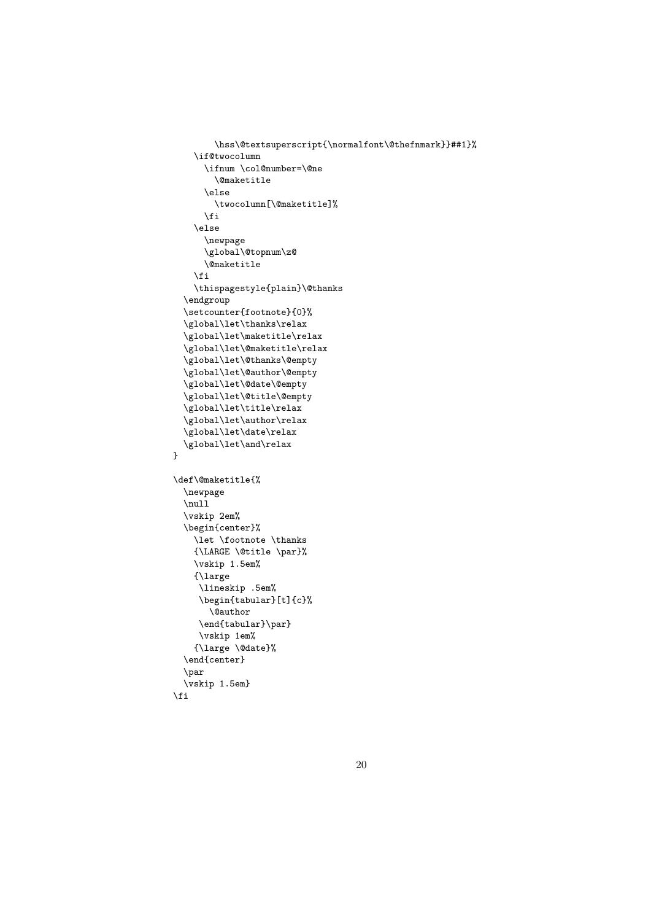```
        \hss\@textsuperscript{\normalfont\@thefnmark}}##1}%
    \if@twocolumn
      \ifnum \col@number=\@ne
        \@maketitle
      \else
        \twocolumn[\@maketitle]%
      \fi
    \else
      \newpage
      \global\@topnum\z@
      \@maketitle
    \fi
    \thispagestyle{plain}\@thanks
  \endgroup
  \setcounter{footnote}{0}%
  \global\let\thanks\relax
  \global\let\maketitle\relax
  \global\let\@maketitle\relax
  \global\let\@thanks\@empty
  \global\let\@author\@empty
  \global\let\@date\@empty
  \global\let\@title\@empty
  \global\let\title\relax
  \global\let\author\relax
  \global\let\date\relax
  \global\let\and\relax
}

\def\@maketitle{%
  \newpage
  \null
  \vskip 2em%
  \begin{center}%
    \let \footnote \thanks
    {\LARGE \@title \par}%
    \vskip 1.5em%
    {\large
     \lineskip .5em%
     \begin{tabular}[t]{c}%
       \@author
     \end{tabular}\par}
     \vskip 1em%
    {\large \@date}%
  \end{center}
  \par
  \vskip 1.5em}
\fi
```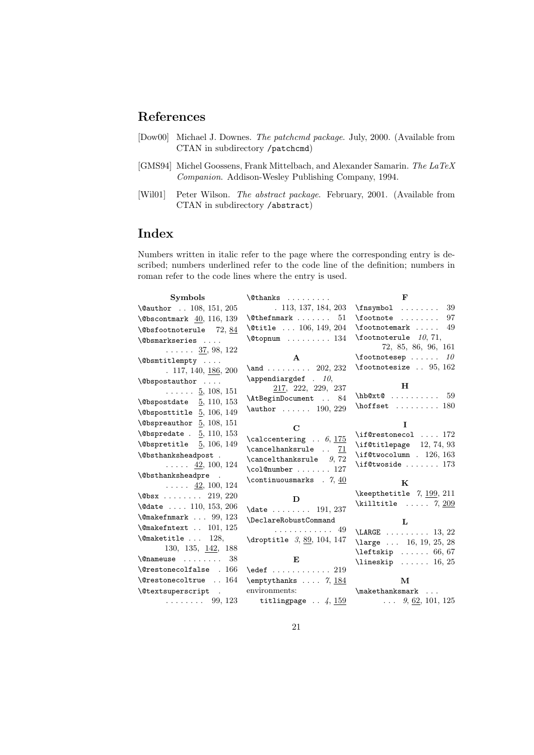## References

[Dow00] Michael J. Downes. *The patchcmd package*. July, 2000. (Available from CTAN in subdirectory `/patchcmd`)

[GMS94] Michel Goossens, Frank Mittelbach, and Alexander Samarin. *The LaTeX Companion*. Addison-Wesley Publishing Company, 1994.

[Wil01] Peter Wilson. *The abstract package*. February, 2001. (Available from CTAN in subdirectory `/abstract`)

## Index

Numbers written in italic refer to the page where the corresponding entry is described; numbers underlined refer to the code line of the definition; numbers in roman refer to the code lines where the entry is used.

**Symbols**

`\@author` . . 108, 151, 205
`\@bscontmark` 40, 116, 139
`\@bsfootnoterule` 72, 84
`\@bsmarkseries` . . . . . . . . . . 37, 98, 122
`\@bsmtitlempty` . . . . . 117, 140, 186, 200
`\@bspostauthor` . . . . . . . . . . 5, 108, 151
`\@bspostdate` 5, 110, 153
`\@bsposttitle` 5, 106, 149
`\@bspreauthor` 5, 108, 151
`\@bspredate` . 5, 110, 153
`\@bspretitle` 5, 106, 149
`\@bsthanksheadpost` . . . . . . 42, 100, 124
`\@bsthanksheadpre` . . . . . . 42, 100, 124
`\@bsx` . . . . . . . . 219, 220
`\@date` . . . . 110, 153, 206
`\@makefnmark` . . . 99, 123
`\@makefntext` . . 101, 125
`\@maketitle` . . . 128, 130, 135, 142, 188
`\@nameuse` . . . . . . . . 38
`\@restonecolfalse` . 166
`\@restonecoltrue` . . 164
`\@textsuperscript` . . . . . . . . . 99, 123
`\@thanks` . . . . . . . . . . 113, 137, 184, 203
`\@thefnmark` . . . . . . . 51
`\@title` . . . 106, 149, 204
`\@topnum` . . . . . . . . . 134

**A**

`\and` . . . . . . . . . 202, 232
`\appendiargdef` . *10*, 217, 222, 229, 237
`\AtBeginDocument` . . 84
`\author` . . . . . . 190, 229

**C**

`\calccentering` . . *6*, 175
`\cancelhanksrule` . . 71
`\cancelthanksrule` *9*, 72
`\col@number` . . . . . . . 127
`\continuousmarks` . *7*, 40

**D**

`\date` . . . . . . . . 191, 237
`\DeclareRobustCommand` . . . . . . . . . . . . 49
`\droptitle` *3*, 89, 104, 147

**E**

`\edef` . . . . . . . . . . . . 219
`\emptythanks` . . . . *7*, 184
environments:
  `titlingpage` . . *4*, 159

**F**

`\fnsymbol` . . . . . . . . 39
`\footnote` . . . . . . . . 97
`\footnotemark` . . . . . 49
`\footnoterule` *10*, 71, 72, 85, 86, 96, 161
`\footnotesep` . . . . . . *10*
`\footnotesize` . . 95, 162

**H**

`\hb@xt@` . . . . . . . . . . 59
`\hoffset` . . . . . . . . . 180

**I**

`\if@restonecol` . . . . 172
`\if@titlepage` 12, 74, 93
`\if@twocolumn` . 126, 163
`\if@twoside` . . . . . . . 173

**K**

`\keepthetitle` *7*, 199, 211
`\killtitle` . . . . . *7*, 209

**L**

`\LARGE` . . . . . . . . . 13, 22
`\large` . . . 16, 19, 25, 28
`\leftskip` . . . . . . 66, 67
`\lineskip` . . . . . . 16, 25

**M**

`\makethanksmark` . . . . . . *9*, 62, 101, 125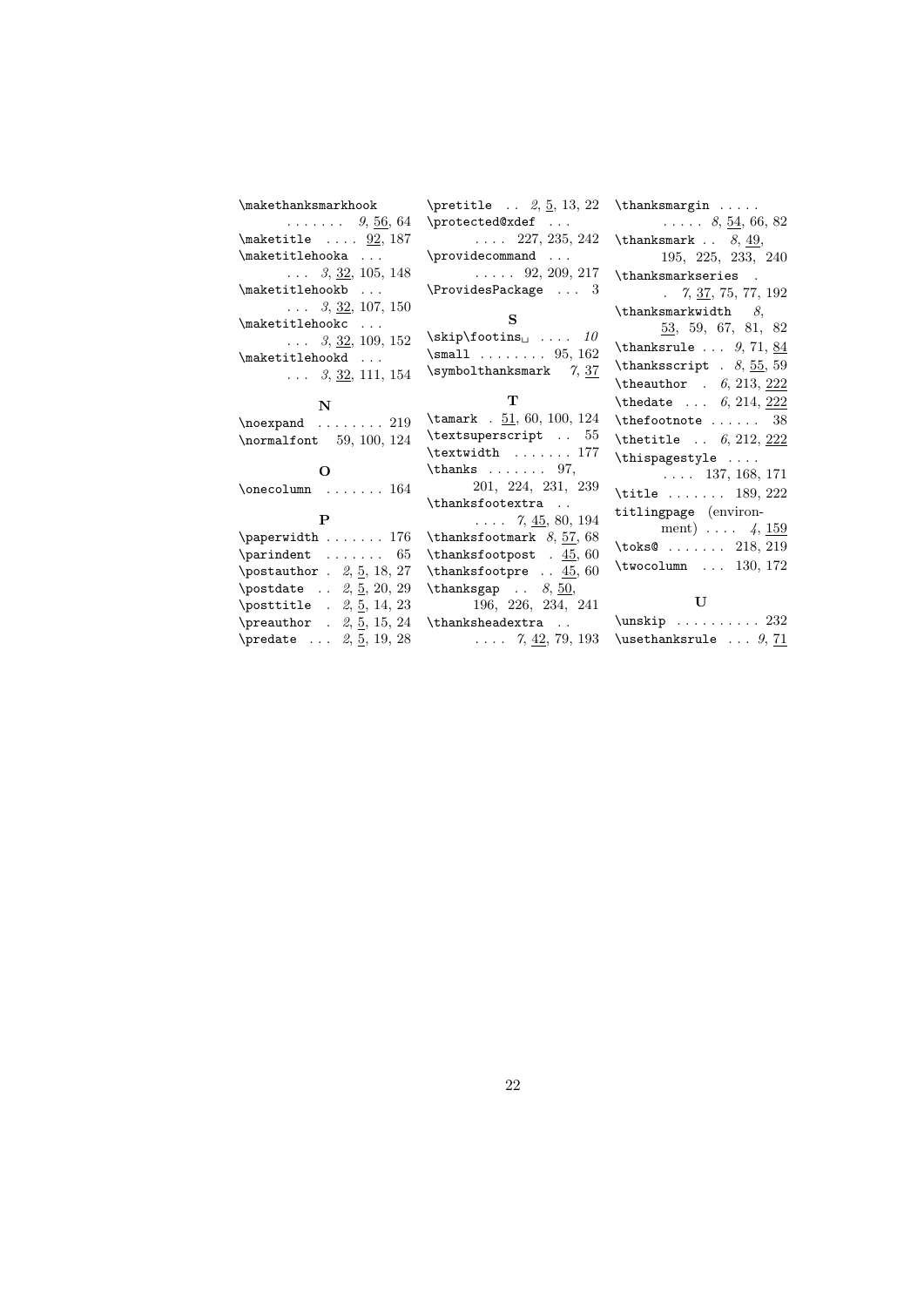\makethanksmarkhook ....... *9*, 56, 64
\maketitle .... 92, 187
\maketitlehooka ... ... *3*, 32, 105, 148
\maketitlehookb ... ... *3*, 32, 107, 150
\maketitlehookc ... ... *3*, 32, 109, 152
\maketitlehookd ... ... *3*, 32, 111, 154

**N**

\noexpand ........ 219
\normalfont 59, 100, 124

**O**

\onecolumn ....... 164

**P**

\paperwidth ....... 176
\parindent ....... 65
\postauthor . *2*, 5, 18, 27
\postdate .. *2*, 5, 20, 29
\posttitle . *2*, 5, 14, 23
\preauthor . *2*, 5, 15, 24
\predate ... *2*, 5, 19, 28
\pretitle .. *2*, 5, 13, 22
\protected@xdef ... .... 227, 235, 242
\providecommand ... ..... 92, 209, 217
\ProvidesPackage ... 3

**S**

\skip\footins␣ .... *10*
\small ........ 95, 162
\symbolthanksmark *7*, 37

**T**

\tamark . 51, 60, 100, 124
\textsuperscript .. 55
\textwidth ....... 177
\thanks ....... 97, 201, 224, 231, 239
\thanksfootextra .. .... *7*, 45, 80, 194
\thanksfootmark *8*, 57, 68
\thanksfootpost . 45, 60
\thanksfootpre .. 45, 60
\thanksgap .. *8*, 50, 196, 226, 234, 241
\thanksheadextra .. .... *7*, 42, 79, 193
\thanksmargin ..... ..... *8*, 54, 66, 82
\thanksmark .. *8*, 49, 195, 225, 233, 240
\thanksmarkseries . . *7*, 37, 75, 77, 192
\thanksmarkwidth *8*, 53, 59, 67, 81, 82
\thanksrule ... *9*, 71, 84
\thanksscript . *8*, 55, 59
\theauthor . *6*, 213, 222
\thedate ... *6*, 214, 222
\thefootnote ...... 38
\thetitle .. *6*, 212, 222
\thispagestyle .... .... 137, 168, 171
\title ....... 189, 222
titlingpage (environment) .... *4*, 159
\toks@ ....... 218, 219
\twocolumn ... 130, 172

**U**

\unskip .......... 232
\usethanksrule ... *9*, 71